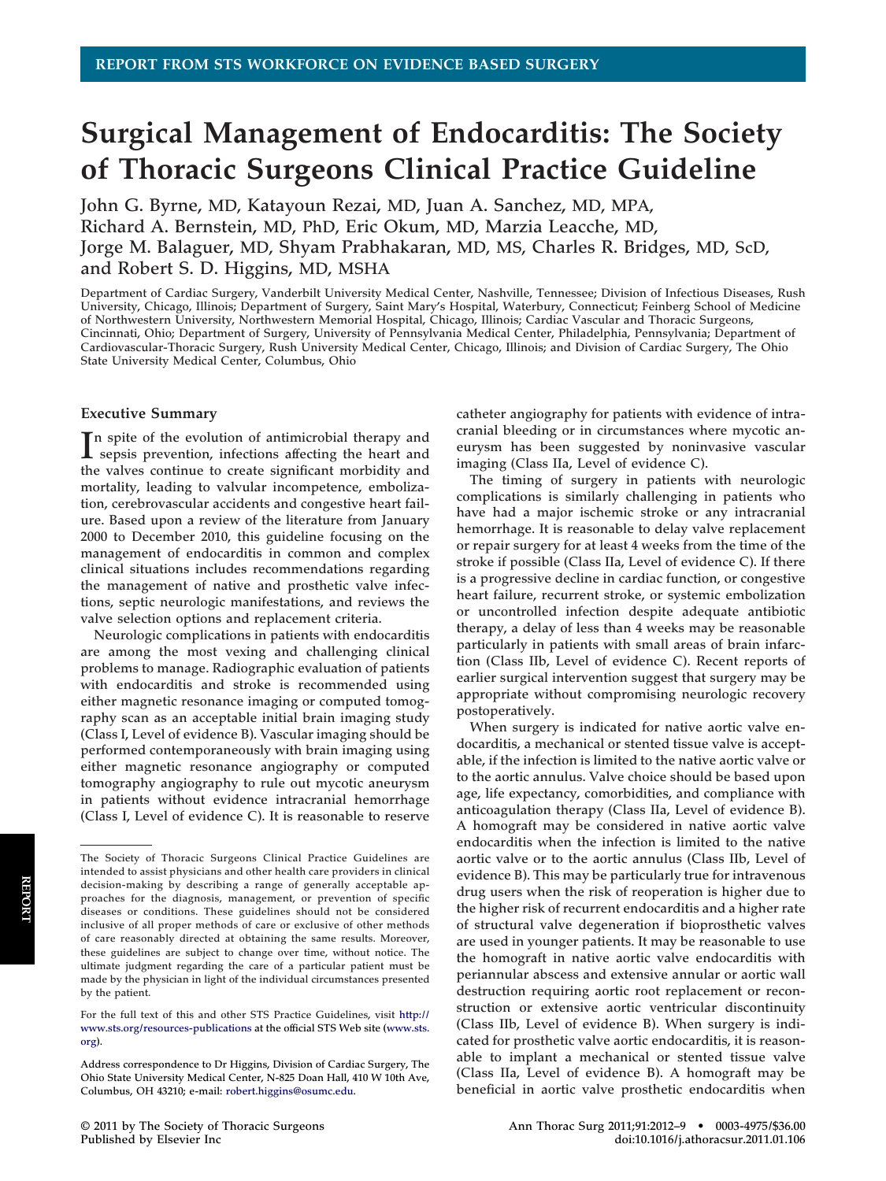REPORT FROM STS WORKFORCE ON EVIDENCE BASED SURGERY

# Surgical Management of Endocarditis: The Society of Thoracic Surgeons Clinical Practice Guideline

John G. Byrne, MD, Katayoun Rezai, MD, Juan A. Sanchez, MD, MPA, Richard A. Bernstein, MD, PhD, Eric Okum, MD, Marzia Leacche, MD, Jorge M. Balaguer, MD, Shyam Prabhakaran, MD, MS, Charles R. Bridges, MD, ScD, and Robert S. D. Higgins, MD, MSHA

Department of Cardiac Surgery, Vanderbilt University Medical Center, Nashville, Tennessee; Division of Infectious Diseases, Rush University, Chicago, Illinois; Department of Surgery, Saint Mary's Hospital, Waterbury, Connecticut; Feinberg School of Medicine of Northwestern University, Northwestern Memorial Hospital, Chicago, Illinois; Cardiac Vascular and Thoracic Surgeons, Cincinnati, Ohio; Department of Surgery, University of Pennsylvania Medical Center, Philadelphia, Pennsylvania; Department of Cardiovascular-Thoracic Surgery, Rush University Medical Center, Chicago, Illinois; and Division of Cardiac Surgery, The Ohio State University Medical Center, Columbus, Ohio

## Executive Summary

In spite of the evolution of antimicrobial therapy and sepsis prevention, infections affecting the heart and the valves continue to create significant morbidity and mortality, leading to valvular incompetence, embolization, cerebrovascular accidents and congestive heart failure. Based upon a review of the literature from January 2000 to December 2010, this guideline focusing on the management of endocarditis in common and complex clinical situations includes recommendations regarding the management of native and prosthetic valve infections, septic neurologic manifestations, and reviews the valve selection options and replacement criteria.

Neurologic complications in patients with endocarditis are among the most vexing and challenging clinical problems to manage. Radiographic evaluation of patients with endocarditis and stroke is recommended using either magnetic resonance imaging or computed tomography scan as an acceptable initial brain imaging study (Class I, Level of evidence B). Vascular imaging should be performed contemporaneously with brain imaging using either magnetic resonance angiography or computed tomography angiography to rule out mycotic aneurysm in patients without evidence intracranial hemorrhage (Class I, Level of evidence C). It is reasonable to reserve catheter angiography for patients with evidence of intracranial bleeding or in circumstances where mycotic aneurysm has been suggested by noninvasive vascular imaging (Class IIa, Level of evidence C).

The timing of surgery in patients with neurologic complications is similarly challenging in patients who have had a major ischemic stroke or any intracranial hemorrhage. It is reasonable to delay valve replacement or repair surgery for at least 4 weeks from the time of the stroke if possible (Class IIa, Level of evidence C). If there is a progressive decline in cardiac function, or congestive heart failure, recurrent stroke, or systemic embolization or uncontrolled infection despite adequate antibiotic therapy, a delay of less than 4 weeks may be reasonable particularly in patients with small areas of brain infarction (Class IIb, Level of evidence C). Recent reports of earlier surgical intervention suggest that surgery may be appropriate without compromising neurologic recovery postoperatively.

When surgery is indicated for native aortic valve endocarditis, a mechanical or stented tissue valve is acceptable, if the infection is limited to the native aortic valve or to the aortic annulus. Valve choice should be based upon age, life expectancy, comorbidities, and compliance with anticoagulation therapy (Class IIa, Level of evidence B). A homograft may be considered in native aortic valve endocarditis when the infection is limited to the native aortic valve or to the aortic annulus (Class IIb, Level of evidence B). This may be particularly true for intravenous drug users when the risk of reoperation is higher due to the higher risk of recurrent endocarditis and a higher rate of structural valve degeneration if bioprosthetic valves are used in younger patients. It may be reasonable to use the homograft in native aortic valve endocarditis with periannular abscess and extensive annular or aortic wall destruction requiring aortic root replacement or reconstruction or extensive aortic ventricular discontinuity (Class IIb, Level of evidence B). When surgery is indicated for prosthetic valve aortic endocarditis, it is reasonable to implant a mechanical or stented tissue valve (Class IIa, Level of evidence B). A homograft may be beneficial in aortic valve prosthetic endocarditis when

The Society of Thoracic Surgeons Clinical Practice Guidelines are intended to assist physicians and other health care providers in clinical decision-making by describing a range of generally acceptable approaches for the diagnosis, management, or prevention of specific diseases or conditions. These guidelines should not be considered inclusive of all proper methods of care or exclusive of other methods of care reasonably directed at obtaining the same results. Moreover, these guidelines are subject to change over time, without notice. The ultimate judgment regarding the care of a particular patient must be made by the physician in light of the individual circumstances presented by the patient.

For the full text of this and other STS Practice Guidelines, visit http://www.sts.org/resources-publications at the official STS Web site (www.sts.org).

Address correspondence to Dr Higgins, Division of Cardiac Surgery, The Ohio State University Medical Center, N-825 Doan Hall, 410 W 10th Ave, Columbus, OH 43210; e-mail: robert.higgins@osumc.edu.

© 2011 by The Society of Thoracic Surgeons
Published by Elsevier Inc

0003-4975/$36.00
doi:10.1016/j.athoracsur.2011.01.106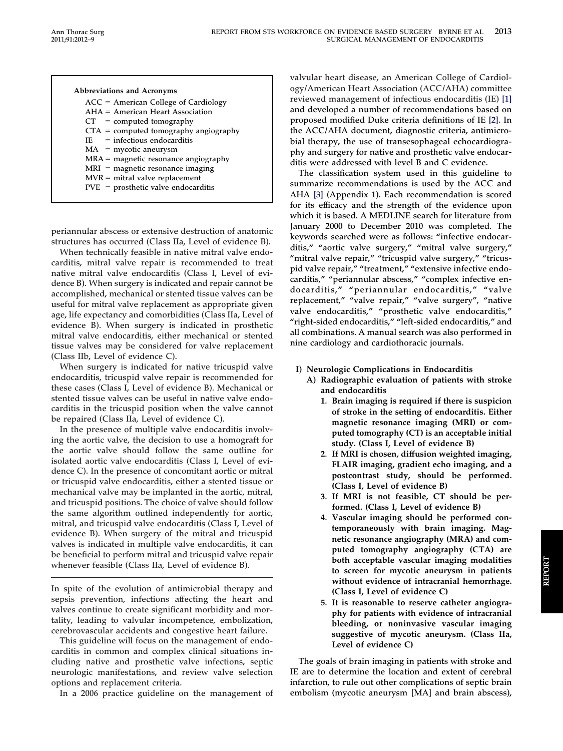**Abbreviations and Acronyms**

- ACC = American College of Cardiology
- AHA = American Heart Association
- CT = computed tomography
- CTA = computed tomography angiography
- IE = infectious endocarditis
- MA = mycotic aneurysm
- MRA = magnetic resonance angiography
- MRI = magnetic resonance imaging
- MVR = mitral valve replacement
- PVE = prosthetic valve endocarditis

periannular abscess or extensive destruction of anatomic structures has occurred (Class IIa, Level of evidence B).

When technically feasible in native mitral valve endocarditis, mitral valve repair is recommended to treat native mitral valve endocarditis (Class I, Level of evidence B). When surgery is indicated and repair cannot be accomplished, mechanical or stented tissue valves can be useful for mitral valve replacement as appropriate given age, life expectancy and comorbidities (Class IIa, Level of evidence B). When surgery is indicated in prosthetic mitral valve endocarditis, either mechanical or stented tissue valves may be considered for valve replacement (Class IIb, Level of evidence C).

When surgery is indicated for native tricuspid valve endocarditis, tricuspid valve repair is recommended for these cases (Class I, Level of evidence B). Mechanical or stented tissue valves can be useful in native valve endocarditis in the tricuspid position when the valve cannot be repaired (Class IIa, Level of evidence C).

In the presence of multiple valve endocarditis involving the aortic valve, the decision to use a homograft for the aortic valve should follow the same outline for isolated aortic valve endocarditis (Class I, Level of evidence C). In the presence of concomitant aortic or mitral or tricuspid valve endocarditis, either a stented tissue or mechanical valve may be implanted in the aortic, mitral, and tricuspid positions. The choice of valve should follow the same algorithm outlined independently for aortic, mitral, and tricuspid valve endocarditis (Class I, Level of evidence B). When surgery of the mitral and tricuspid valves is indicated in multiple valve endocarditis, it can be beneficial to perform mitral and tricuspid valve repair whenever feasible (Class IIa, Level of evidence B).

---

In spite of the evolution of antimicrobial therapy and sepsis prevention, infections affecting the heart and valves continue to create significant morbidity and mortality, leading to valvular incompetence, embolization, cerebrovascular accidents and congestive heart failure.

This guideline will focus on the management of endocarditis in common and complex clinical situations including native and prosthetic valve infections, septic neurologic manifestations, and review valve selection options and replacement criteria.

In a 2006 practice guideline on the management of valvular heart disease, an American College of Cardiology/American Heart Association (ACC/AHA) committee reviewed management of infectious endocarditis (IE) [1] and developed a number of recommendations based on proposed modified Duke criteria definitions of IE [2]. In the ACC/AHA document, diagnostic criteria, antimicrobial therapy, the use of transesophageal echocardiography and surgery for native and prosthetic valve endocarditis were addressed with level B and C evidence.

The classification system used in this guideline to summarize recommendations is used by the ACC and AHA [3] (Appendix 1). Each recommendation is scored for its efficacy and the strength of the evidence upon which it is based. A MEDLINE search for literature from January 2000 to December 2010 was completed. The keywords searched were as follows: "infective endocarditis," "aortic valve surgery," "mitral valve surgery," "mitral valve repair," "tricuspid valve surgery," "tricuspid valve repair," "treatment," "extensive infective endocarditis," "periannular abscess," "complex infective endocarditis," "periannular endocarditis," "valve replacement," "valve repair," "valve surgery", "native valve endocarditis," "prosthetic valve endocarditis," "right-sided endocarditis," "left-sided endocarditis," and all combinations. A manual search was also performed in nine cardiology and cardiothoracic journals.

## I) Neurologic Complications in Endocarditis

### A) Radiographic evaluation of patients with stroke and endocarditis

1. **Brain imaging is required if there is suspicion of stroke in the setting of endocarditis. Either magnetic resonance imaging (MRI) or computed tomography (CT) is an acceptable initial study. (Class I, Level of evidence B)**
2. **If MRI is chosen, diffusion weighted imaging, FLAIR imaging, gradient echo imaging, and a postcontrast study, should be performed. (Class I, Level of evidence B)**
3. **If MRI is not feasible, CT should be performed. (Class I, Level of evidence B)**
4. **Vascular imaging should be performed contemporaneously with brain imaging. Magnetic resonance angiography (MRA) and computed tomography angiography (CTA) are both acceptable vascular imaging modalities to screen for mycotic aneurysm in patients without evidence of intracranial hemorrhage. (Class I, Level of evidence C)**
5. **It is reasonable to reserve catheter angiography for patients with evidence of intracranial bleeding, or noninvasive vascular imaging suggestive of mycotic aneurysm. (Class IIa, Level of evidence C)**

The goals of brain imaging in patients with stroke and IE are to determine the location and extent of cerebral infarction, to rule out other complications of septic brain embolism (mycotic aneurysm [MA] and brain abscess),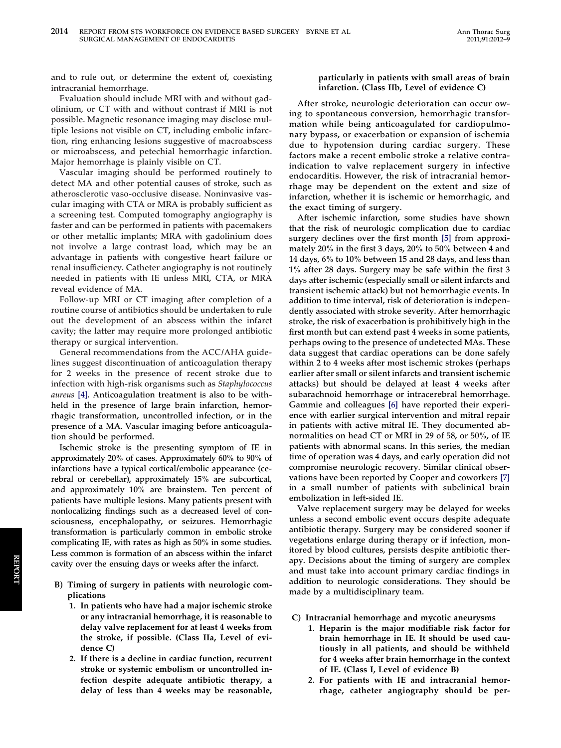and to rule out, or determine the extent of, coexisting intracranial hemorrhage.

Evaluation should include MRI with and without gadolinium, or CT with and without contrast if MRI is not possible. Magnetic resonance imaging may disclose multiple lesions not visible on CT, including embolic infarction, ring enhancing lesions suggestive of macroabscess or microabscess, and petechial hemorrhagic infarction. Major hemorrhage is plainly visible on CT.

Vascular imaging should be performed routinely to detect MA and other potential causes of stroke, such as atherosclerotic vaso-occlusive disease. Noninvasive vascular imaging with CTA or MRA is probably sufficient as a screening test. Computed tomography angiography is faster and can be performed in patients with pacemakers or other metallic implants; MRA with gadolinium does not involve a large contrast load, which may be an advantage in patients with congestive heart failure or renal insufficiency. Catheter angiography is not routinely needed in patients with IE unless MRI, CTA, or MRA reveal evidence of MA.

Follow-up MRI or CT imaging after completion of a routine course of antibiotics should be undertaken to rule out the development of an abscess within the infarct cavity; the latter may require more prolonged antibiotic therapy or surgical intervention.

General recommendations from the ACC/AHA guidelines suggest discontinuation of anticoagulation therapy for 2 weeks in the presence of recent stroke due to infection with high-risk organisms such as *Staphylococcus aureus* [4]. Anticoagulation treatment is also to be withheld in the presence of large brain infarction, hemorrhagic transformation, uncontrolled infection, or in the presence of a MA. Vascular imaging before anticoagulation should be performed.

Ischemic stroke is the presenting symptom of IE in approximately 20% of cases. Approximately 60% to 90% of infarctions have a typical cortical/embolic appearance (cerebral or cerebellar), approximately 15% are subcortical, and approximately 10% are brainstem. Ten percent of patients have multiple lesions. Many patients present with nonlocalizing findings such as a decreased level of consciousness, encephalopathy, or seizures. Hemorrhagic transformation is particularly common in embolic stroke complicating IE, with rates as high as 50% in some studies. Less common is formation of an abscess within the infarct cavity over the ensuing days or weeks after the infarct.

**B) Timing of surgery in patients with neurologic complications**

1. **In patients who have had a major ischemic stroke or any intracranial hemorrhage, it is reasonable to delay valve replacement for at least 4 weeks from the stroke, if possible. (Class IIa, Level of evidence C)**
2. **If there is a decline in cardiac function, recurrent stroke or systemic embolism or uncontrolled infection despite adequate antibiotic therapy, a delay of less than 4 weeks may be reasonable, particularly in patients with small areas of brain infarction. (Class IIb, Level of evidence C)**

After stroke, neurologic deterioration can occur owing to spontaneous conversion, hemorrhagic transformation while being anticoagulated for cardiopulmonary bypass, or exacerbation or expansion of ischemia due to hypotension during cardiac surgery. These factors make a recent embolic stroke a relative contraindication to valve replacement surgery in infective endocarditis. However, the risk of intracranial hemorrhage may be dependent on the extent and size of infarction, whether it is ischemic or hemorrhagic, and the exact timing of surgery.

After ischemic infarction, some studies have shown that the risk of neurologic complication due to cardiac surgery declines over the first month [5] from approximately 20% in the first 3 days, 20% to 50% between 4 and 14 days, 6% to 10% between 15 and 28 days, and less than 1% after 28 days. Surgery may be safe within the first 3 days after ischemic (especially small or silent infarcts and transient ischemic attack) but not hemorrhagic events. In addition to time interval, risk of deterioration is independently associated with stroke severity. After hemorrhagic stroke, the risk of exacerbation is prohibitively high in the first month but can extend past 4 weeks in some patients, perhaps owing to the presence of undetected MAs. These data suggest that cardiac operations can be done safely within 2 to 4 weeks after most ischemic strokes (perhaps earlier after small or silent infarcts and transient ischemic attacks) but should be delayed at least 4 weeks after subarachnoid hemorrhage or intracerebral hemorrhage. Gammie and colleagues [6] have reported their experience with earlier surgical intervention and mitral repair in patients with active mitral IE. They documented abnormalities on head CT or MRI in 29 of 58, or 50%, of IE patients with abnormal scans. In this series, the median time of operation was 4 days, and early operation did not compromise neurologic recovery. Similar clinical observations have been reported by Cooper and coworkers [7] in a small number of patients with subclinical brain embolization in left-sided IE.

Valve replacement surgery may be delayed for weeks unless a second embolic event occurs despite adequate antibiotic therapy. Surgery may be considered sooner if vegetations enlarge during therapy or if infection, monitored by blood cultures, persists despite antibiotic therapy. Decisions about the timing of surgery are complex and must take into account primary cardiac findings in addition to neurologic considerations. They should be made by a multidisciplinary team.

**C) Intracranial hemorrhage and mycotic aneurysms**

1. **Heparin is the major modifiable risk factor for brain hemorrhage in IE. It should be used cautiously in all patients, and should be withheld for 4 weeks after brain hemorrhage in the context of IE. (Class I, Level of evidence B)**
2. **For patients with IE and intracranial hemorrhage, catheter angiography should be per-**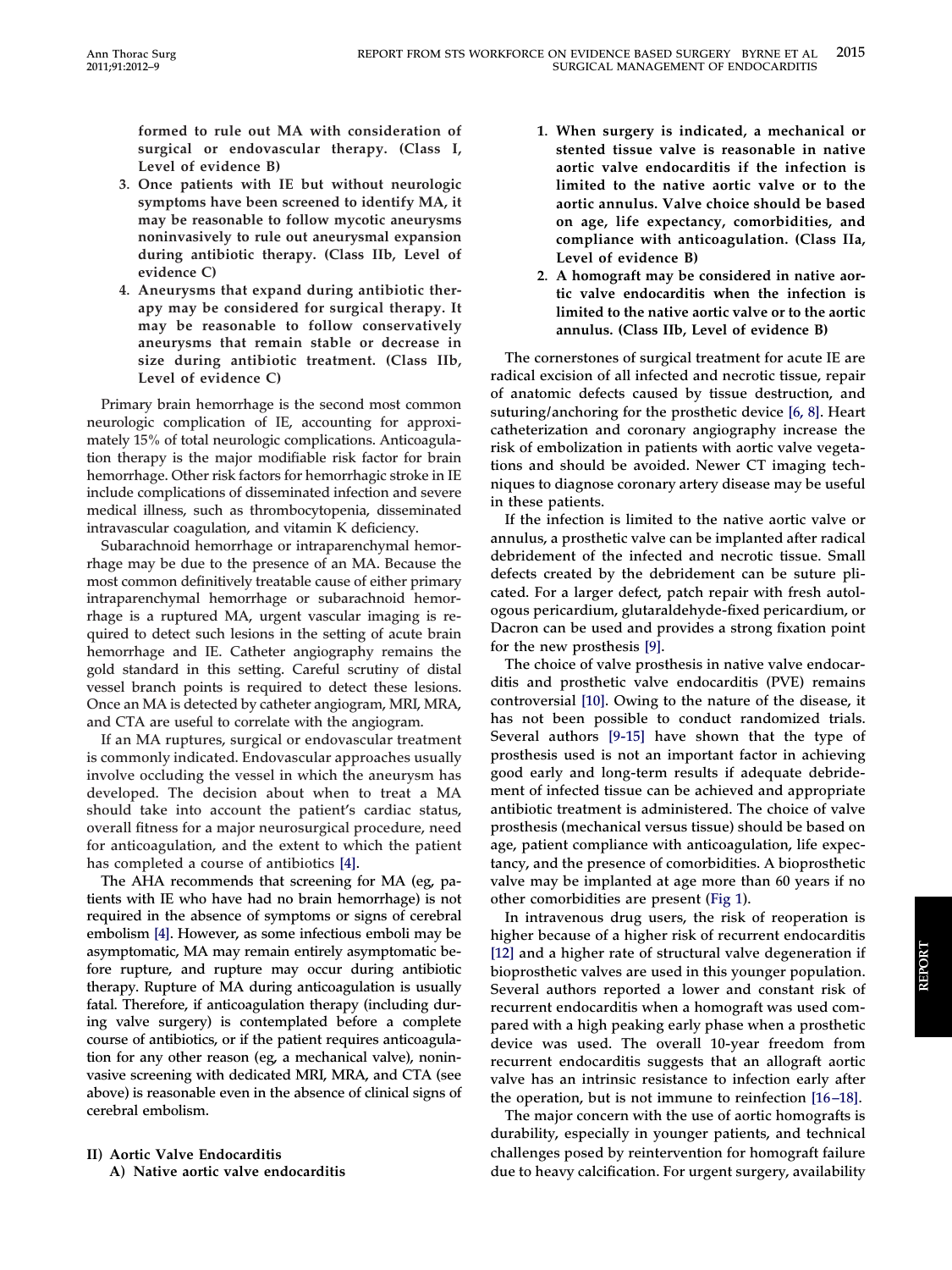**formed to rule out MA with consideration of surgical or endovascular therapy. (Class I, Level of evidence B)**

3. **Once patients with IE but without neurologic symptoms have been screened to identify MA, it may be reasonable to follow mycotic aneurysms noninvasively to rule out aneurysmal expansion during antibiotic therapy. (Class IIb, Level of evidence C)**
4. **Aneurysms that expand during antibiotic therapy may be considered for surgical therapy. It may be reasonable to follow conservatively aneurysms that remain stable or decrease in size during antibiotic treatment. (Class IIb, Level of evidence C)**

Primary brain hemorrhage is the second most common neurologic complication of IE, accounting for approximately 15% of total neurologic complications. Anticoagulation therapy is the major modifiable risk factor for brain hemorrhage. Other risk factors for hemorrhagic stroke in IE include complications of disseminated infection and severe medical illness, such as thrombocytopenia, disseminated intravascular coagulation, and vitamin K deficiency.

Subarachnoid hemorrhage or intraparenchymal hemorrhage may be due to the presence of an MA. Because the most common definitively treatable cause of either primary intraparenchymal hemorrhage or subarachnoid hemorrhage is a ruptured MA, urgent vascular imaging is required to detect such lesions in the setting of acute brain hemorrhage and IE. Catheter angiography remains the gold standard in this setting. Careful scrutiny of distal vessel branch points is required to detect these lesions. Once an MA is detected by catheter angiogram, MRI, MRA, and CTA are useful to correlate with the angiogram.

If an MA ruptures, surgical or endovascular treatment is commonly indicated. Endovascular approaches usually involve occluding the vessel in which the aneurysm has developed. The decision about when to treat a MA should take into account the patient's cardiac status, overall fitness for a major neurosurgical procedure, need for anticoagulation, and the extent to which the patient has completed a course of antibiotics [4].

The AHA recommends that screening for MA (eg, patients with IE who have had no brain hemorrhage) is not required in the absence of symptoms or signs of cerebral embolism [4]. However, as some infectious emboli may be asymptomatic, MA may remain entirely asymptomatic before rupture, and rupture may occur during antibiotic therapy. Rupture of MA during anticoagulation is usually fatal. Therefore, if anticoagulation therapy (including during valve surgery) is contemplated before a complete course of antibiotics, or if the patient requires anticoagulation for any other reason (eg, a mechanical valve), noninvasive screening with dedicated MRI, MRA, and CTA (see above) is reasonable even in the absence of clinical signs of cerebral embolism.

## II) Aortic Valve Endocarditis

### A) Native aortic valve endocarditis

1. **When surgery is indicated, a mechanical or stented tissue valve is reasonable in native aortic valve endocarditis if the infection is limited to the native aortic valve or to the aortic annulus. Valve choice should be based on age, life expectancy, comorbidities, and compliance with anticoagulation. (Class IIa, Level of evidence B)**
2. **A homograft may be considered in native aortic valve endocarditis when the infection is limited to the native aortic valve or to the aortic annulus. (Class IIb, Level of evidence B)**

The cornerstones of surgical treatment for acute IE are radical excision of all infected and necrotic tissue, repair of anatomic defects caused by tissue destruction, and suturing/anchoring for the prosthetic device [6, 8]. Heart catheterization and coronary angiography increase the risk of embolization in patients with aortic valve vegetations and should be avoided. Newer CT imaging techniques to diagnose coronary artery disease may be useful in these patients.

If the infection is limited to the native aortic valve or annulus, a prosthetic valve can be implanted after radical debridement of the infected and necrotic tissue. Small defects created by the debridement can be suture plicated. For a larger defect, patch repair with fresh autologous pericardium, glutaraldehyde-fixed pericardium, or Dacron can be used and provides a strong fixation point for the new prosthesis [9].

The choice of valve prosthesis in native valve endocarditis and prosthetic valve endocarditis (PVE) remains controversial [10]. Owing to the nature of the disease, it has not been possible to conduct randomized trials. Several authors [9-15] have shown that the type of prosthesis used is not an important factor in achieving good early and long-term results if adequate debridement of infected tissue can be achieved and appropriate antibiotic treatment is administered. The choice of valve prosthesis (mechanical versus tissue) should be based on age, patient compliance with anticoagulation, life expectancy, and the presence of comorbidities. A bioprosthetic valve may be implanted at age more than 60 years if no other comorbidities are present (Fig 1).

In intravenous drug users, the risk of reoperation is higher because of a higher risk of recurrent endocarditis [12] and a higher rate of structural valve degeneration if bioprosthetic valves are used in this younger population. Several authors reported a lower and constant risk of recurrent endocarditis when a homograft was used compared with a high peaking early phase when a prosthetic device was used. The overall 10-year freedom from recurrent endocarditis suggests that an allograft aortic valve has an intrinsic resistance to infection early after the operation, but is not immune to reinfection [16–18].

The major concern with the use of aortic homografts is durability, especially in younger patients, and technical challenges posed by reintervention for homograft failure due to heavy calcification. For urgent surgery, availability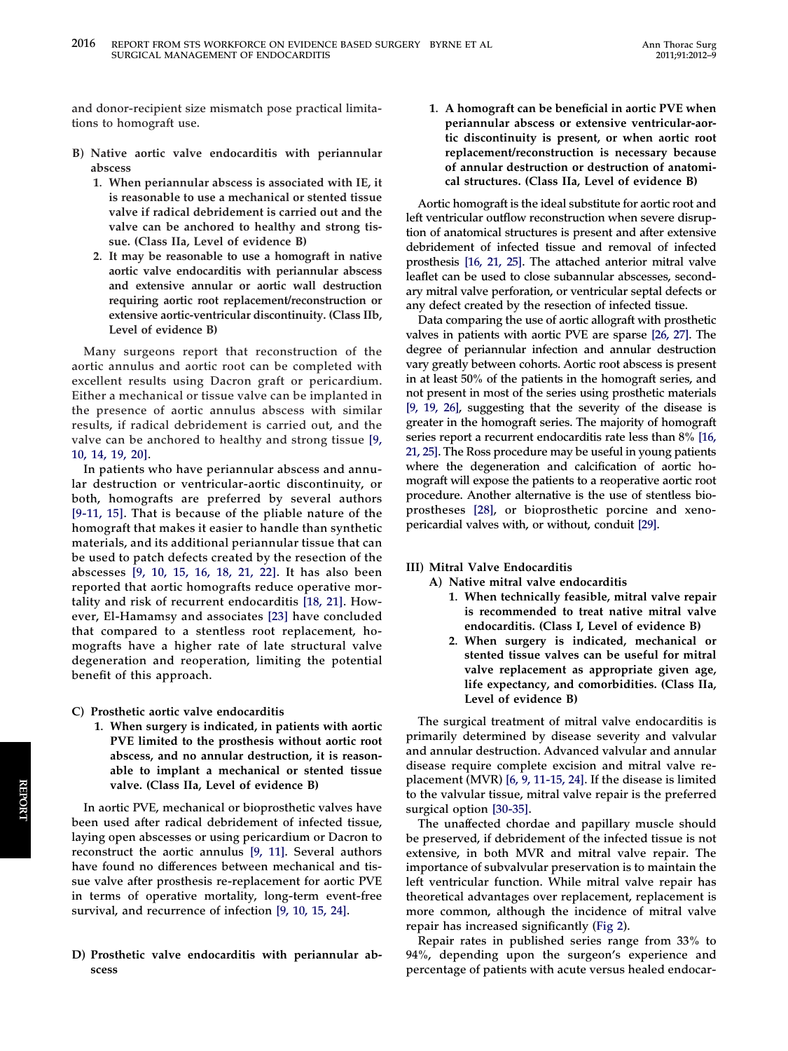and donor-recipient size mismatch pose practical limitations to homograft use.

B) **Native aortic valve endocarditis with periannular abscess**

1. **When periannular abscess is associated with IE, it is reasonable to use a mechanical or stented tissue valve if radical debridement is carried out and the valve can be anchored to healthy and strong tissue. (Class IIa, Level of evidence B)**
2. **It may be reasonable to use a homograft in native aortic valve endocarditis with periannular abscess and extensive annular or aortic wall destruction requiring aortic root replacement/reconstruction or extensive aortic-ventricular discontinuity. (Class IIb, Level of evidence B)**

Many surgeons report that reconstruction of the aortic annulus and aortic root can be completed with excellent results using Dacron graft or pericardium. Either a mechanical or tissue valve can be implanted in the presence of aortic annulus abscess with similar results, if radical debridement is carried out, and the valve can be anchored to healthy and strong tissue [9, 10, 14, 19, 20].

In patients who have periannular abscess and annular destruction or ventricular-aortic discontinuity, or both, homografts are preferred by several authors [9-11, 15]. That is because of the pliable nature of the homograft that makes it easier to handle than synthetic materials, and its additional periannular tissue that can be used to patch defects created by the resection of the abscesses [9, 10, 15, 16, 18, 21, 22]. It has also been reported that aortic homografts reduce operative mortality and risk of recurrent endocarditis [18, 21]. However, El-Hamamsy and associates [23] have concluded that compared to a stentless root replacement, homografts have a higher rate of late structural valve degeneration and reoperation, limiting the potential benefit of this approach.

C) **Prosthetic aortic valve endocarditis**

1. **When surgery is indicated, in patients with aortic PVE limited to the prosthesis without aortic root abscess, and no annular destruction, it is reasonable to implant a mechanical or stented tissue valve. (Class IIa, Level of evidence B)**

In aortic PVE, mechanical or bioprosthetic valves have been used after radical debridement of infected tissue, laying open abscesses or using pericardium or Dacron to reconstruct the aortic annulus [9, 11]. Several authors have found no differences between mechanical and tissue valve after prosthesis re-replacement for aortic PVE in terms of operative mortality, long-term event-free survival, and recurrence of infection [9, 10, 15, 24].

D) **Prosthetic valve endocarditis with periannular abscess**

1. **A homograft can be beneficial in aortic PVE when periannular abscess or extensive ventricular-aortic discontinuity is present, or when aortic root replacement/reconstruction is necessary because of annular destruction or destruction of anatomical structures. (Class IIa, Level of evidence B)**

Aortic homograft is the ideal substitute for aortic root and left ventricular outflow reconstruction when severe disruption of anatomical structures is present and after extensive debridement of infected tissue and removal of infected prosthesis [16, 21, 25]. The attached anterior mitral valve leaflet can be used to close subannular abscesses, secondary mitral valve perforation, or ventricular septal defects or any defect created by the resection of infected tissue.

Data comparing the use of aortic allograft with prosthetic valves in patients with aortic PVE are sparse [26, 27]. The degree of periannular infection and annular destruction vary greatly between cohorts. Aortic root abscess is present in at least 50% of the patients in the homograft series, and not present in most of the series using prosthetic materials [9, 19, 26], suggesting that the severity of the disease is greater in the homograft series. The majority of homograft series report a recurrent endocarditis rate less than 8% [16, 21, 25]. The Ross procedure may be useful in young patients where the degeneration and calcification of aortic homograft will expose the patients to a reoperative aortic root procedure. Another alternative is the use of stentless bioprostheses [28], or bioprosthetic porcine and xenopericardial valves with, or without, conduit [29].

## III) Mitral Valve Endocarditis

A) **Native mitral valve endocarditis**

1. **When technically feasible, mitral valve repair is recommended to treat native mitral valve endocarditis. (Class I, Level of evidence B)**
2. **When surgery is indicated, mechanical or stented tissue valves can be useful for mitral valve replacement as appropriate given age, life expectancy, and comorbidities. (Class IIa, Level of evidence B)**

The surgical treatment of mitral valve endocarditis is primarily determined by disease severity and valvular and annular destruction. Advanced valvular and annular disease require complete excision and mitral valve replacement (MVR) [6, 9, 11-15, 24]. If the disease is limited to the valvular tissue, mitral valve repair is the preferred surgical option [30-35].

The unaffected chordae and papillary muscle should be preserved, if debridement of the infected tissue is not extensive, in both MVR and mitral valve repair. The importance of subvalvular preservation is to maintain the left ventricular function. While mitral valve repair has theoretical advantages over replacement, replacement is more common, although the incidence of mitral valve repair has increased significantly (Fig 2).

Repair rates in published series range from 33% to 94%, depending upon the surgeon's experience and percentage of patients with acute versus healed endocar-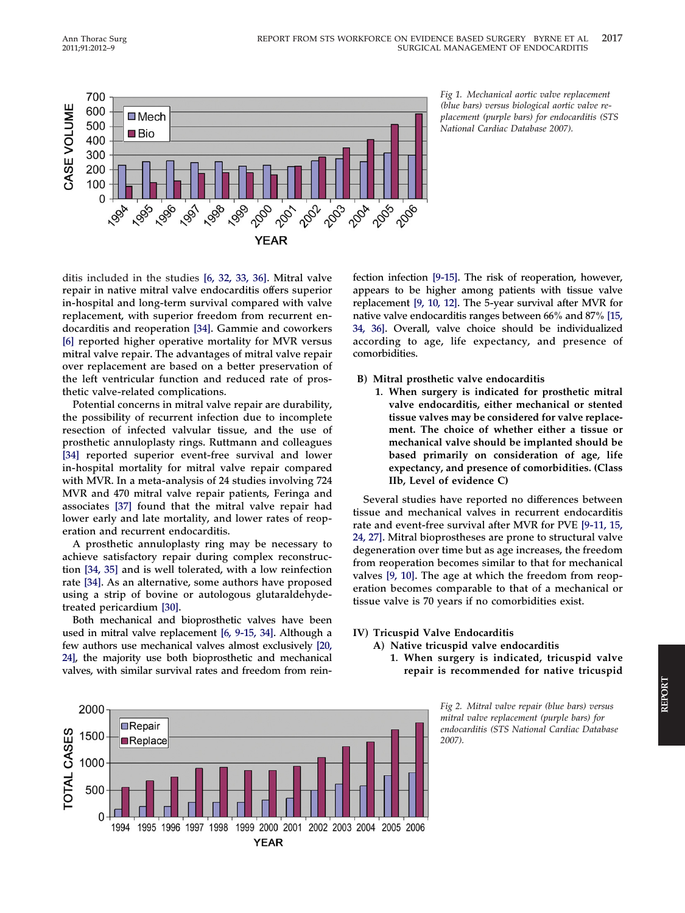Fig 1. Mechanical aortic valve replacement (blue bars) versus biological aortic valve replacement (purple bars) for endocarditis (STS National Cardiac Database 2007).

ditis included in the studies [6, 32, 33, 36]. Mitral valve repair in native mitral valve endocarditis offers superior in-hospital and long-term survival compared with valve replacement, with superior freedom from recurrent endocarditis and reoperation [34]. Gammie and coworkers [6] reported higher operative mortality for MVR versus mitral valve repair. The advantages of mitral valve repair over replacement are based on a better preservation of the left ventricular function and reduced rate of prosthetic valve-related complications.

Potential concerns in mitral valve repair are durability, the possibility of recurrent infection due to incomplete resection of infected valvular tissue, and the use of prosthetic annuloplasty rings. Ruttmann and colleagues [34] reported superior event-free survival and lower in-hospital mortality for mitral valve repair compared with MVR. In a meta-analysis of 24 studies involving 724 MVR and 470 mitral valve repair patients, Feringa and associates [37] found that the mitral valve repair had lower early and late mortality, and lower rates of reoperation and recurrent endocarditis.

A prosthetic annuloplasty ring may be necessary to achieve satisfactory repair during complex reconstruction [34, 35] and is well tolerated, with a low reinfection rate [34]. As an alternative, some authors have proposed using a strip of bovine or autologous glutaraldehyde-treated pericardium [30].

Both mechanical and bioprosthetic valves have been used in mitral valve replacement [6, 9-15, 34]. Although a few authors use mechanical valves almost exclusively [20, 24], the majority use both bioprosthetic and mechanical valves, with similar survival rates and freedom from reinfection infection [9-15]. The risk of reoperation, however, appears to be higher among patients with tissue valve replacement [9, 10, 12]. The 5-year survival after MVR for native valve endocarditis ranges between 66% and 87% [15, 34, 36]. Overall, valve choice should be individualized according to age, life expectancy, and presence of comorbidities.

**B) Mitral prosthetic valve endocarditis**

1. **When surgery is indicated for prosthetic mitral valve endocarditis, either mechanical or stented tissue valves may be considered for valve replacement. The choice of whether either a tissue or mechanical valve should be implanted should be based primarily on consideration of age, life expectancy, and presence of comorbidities. (Class IIb, Level of evidence C)**

Several studies have reported no differences between tissue and mechanical valves in recurrent endocarditis rate and event-free survival after MVR for PVE [9-11, 15, 24, 27]. Mitral bioprostheses are prone to structural valve degeneration over time but as age increases, the freedom from reoperation becomes similar to that for mechanical valves [9, 10]. The age at which the freedom from reoperation becomes comparable to that of a mechanical or tissue valve is 70 years if no comorbidities exist.

## IV) Tricuspid Valve Endocarditis

**A) Native tricuspid valve endocarditis**

1. **When surgery is indicated, tricuspid valve repair is recommended for native tricuspid**

Fig 2. Mitral valve repair (blue bars) versus mitral valve replacement (purple bars) for endocarditis (STS National Cardiac Database 2007).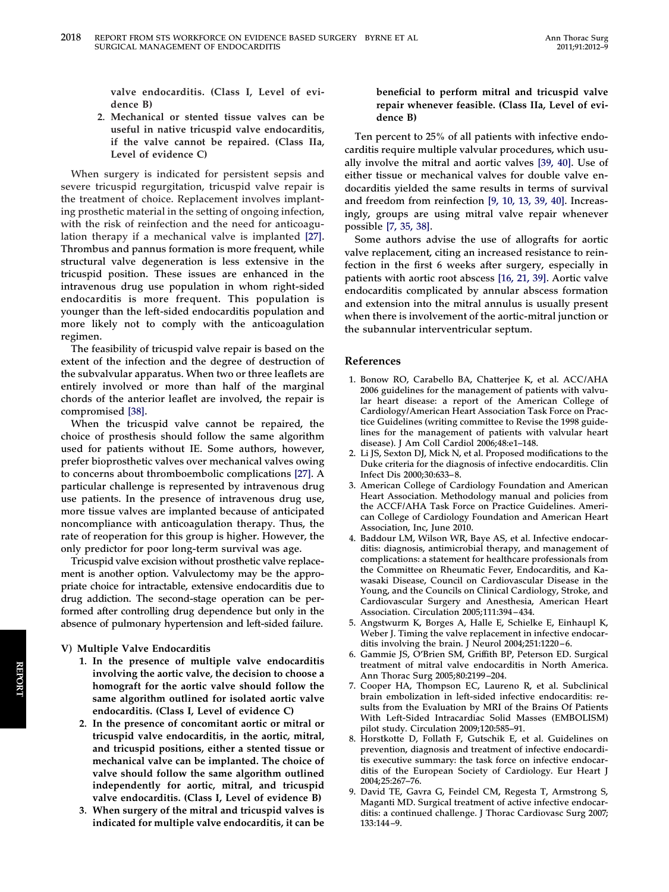valve endocarditis. (Class I, Level of evidence B)

2. **Mechanical or stented tissue valves can be useful in native tricuspid valve endocarditis, if the valve cannot be repaired. (Class IIa, Level of evidence C)**

When surgery is indicated for persistent sepsis and severe tricuspid regurgitation, tricuspid valve repair is the treatment of choice. Replacement involves implanting prosthetic material in the setting of ongoing infection, with the risk of reinfection and the need for anticoagulation therapy if a mechanical valve is implanted [27]. Thrombus and pannus formation is more frequent, while structural valve degeneration is less extensive in the tricuspid position. These issues are enhanced in the intravenous drug use population in whom right-sided endocarditis is more frequent. This population is younger than the left-sided endocarditis population and more likely not to comply with the anticoagulation regimen.

The feasibility of tricuspid valve repair is based on the extent of the infection and the degree of destruction of the subvalvular apparatus. When two or three leaflets are entirely involved or more than half of the marginal chords of the anterior leaflet are involved, the repair is compromised [38].

When the tricuspid valve cannot be repaired, the choice of prosthesis should follow the same algorithm used for patients without IE. Some authors, however, prefer bioprosthetic valves over mechanical valves owing to concerns about thromboembolic complications [27]. A particular challenge is represented by intravenous drug use patients. In the presence of intravenous drug use, more tissue valves are implanted because of anticipated noncompliance with anticoagulation therapy. Thus, the rate of reoperation for this group is higher. However, the only predictor for poor long-term survival was age.

Tricuspid valve excision without prosthetic valve replacement is another option. Valvulectomy may be the appropriate choice for intractable, extensive endocarditis due to drug addiction. The second-stage operation can be performed after controlling drug dependence but only in the absence of pulmonary hypertension and left-sided failure.

### V) Multiple Valve Endocarditis

1. **In the presence of multiple valve endocarditis involving the aortic valve, the decision to choose a homograft for the aortic valve should follow the same algorithm outlined for isolated aortic valve endocarditis. (Class I, Level of evidence C)**
2. **In the presence of concomitant aortic or mitral or tricuspid valve endocarditis, in the aortic, mitral, and tricuspid positions, either a stented tissue or mechanical valve can be implanted. The choice of valve should follow the same algorithm outlined independently for aortic, mitral, and tricuspid valve endocarditis. (Class I, Level of evidence B)**
3. **When surgery of the mitral and tricuspid valves is indicated for multiple valve endocarditis, it can be beneficial to perform mitral and tricuspid valve repair whenever feasible. (Class IIa, Level of evidence B)**

Ten percent to 25% of all patients with infective endocarditis require multiple valvular procedures, which usually involve the mitral and aortic valves [39, 40]. Use of either tissue or mechanical valves for double valve endocarditis yielded the same results in terms of survival and freedom from reinfection [9, 10, 13, 39, 40]. Increasingly, groups are using mitral valve repair whenever possible [7, 35, 38].

Some authors advise the use of allografts for aortic valve replacement, citing an increased resistance to reinfection in the first 6 weeks after surgery, especially in patients with aortic root abscess [16, 21, 39]. Aortic valve endocarditis complicated by annular abscess formation and extension into the mitral annulus is usually present when there is involvement of the aortic-mitral junction or the subannular interventricular septum.

## References

1. Bonow RO, Carabello BA, Chatterjee K, et al. ACC/AHA 2006 guidelines for the management of patients with valvular heart disease: a report of the American College of Cardiology/American Heart Association Task Force on Practice Guidelines (writing committee to Revise the 1998 guidelines for the management of patients with valvular heart disease). J Am Coll Cardiol 2006;48:e1–148.
2. Li JS, Sexton DJ, Mick N, et al. Proposed modifications to the Duke criteria for the diagnosis of infective endocarditis. Clin Infect Dis 2000;30:633–8.
3. American College of Cardiology Foundation and American Heart Association. Methodology manual and policies from the ACCF/AHA Task Force on Practice Guidelines. American College of Cardiology Foundation and American Heart Association, Inc, June 2010.
4. Baddour LM, Wilson WR, Baye AS, et al. Infective endocarditis: diagnosis, antimicrobial therapy, and management of complications: a statement for healthcare professionals from the Committee on Rheumatic Fever, Endocarditis, and Kawasaki Disease, Council on Cardiovascular Disease in the Young, and the Councils on Clinical Cardiology, Stroke, and Cardiovascular Surgery and Anesthesia, American Heart Association. Circulation 2005;111:394–434.
5. Angstwurm K, Borges A, Halle E, Schielke E, Einhaupl K, Weber J. Timing the valve replacement in infective endocarditis involving the brain. J Neurol 2004;251:1220–6.
6. Gammie JS, O'Brien SM, Griffith BP, Peterson ED. Surgical treatment of mitral valve endocarditis in North America. Ann Thorac Surg 2005;80:2199–204.
7. Cooper HA, Thompson EC, Laureno R, et al. Subclinical brain embolization in left-sided infective endocarditis: results from the Evaluation by MRI of the Brains Of Patients With Left-Sided Intracardiac Solid Masses (EMBOLISM) pilot study. Circulation 2009;120:585–91.
8. Horstkotte D, Follath F, Gutschik E, et al. Guidelines on prevention, diagnosis and treatment of infective endocarditis executive summary: the task force on infective endocarditis of the European Society of Cardiology. Eur Heart J 2004;25:267–76.
9. David TE, Gavra G, Feindel CM, Regesta T, Armstrong S, Maganti MD. Surgical treatment of active infective endocarditis: a continued challenge. J Thorac Cardiovasc Surg 2007;133:144–9.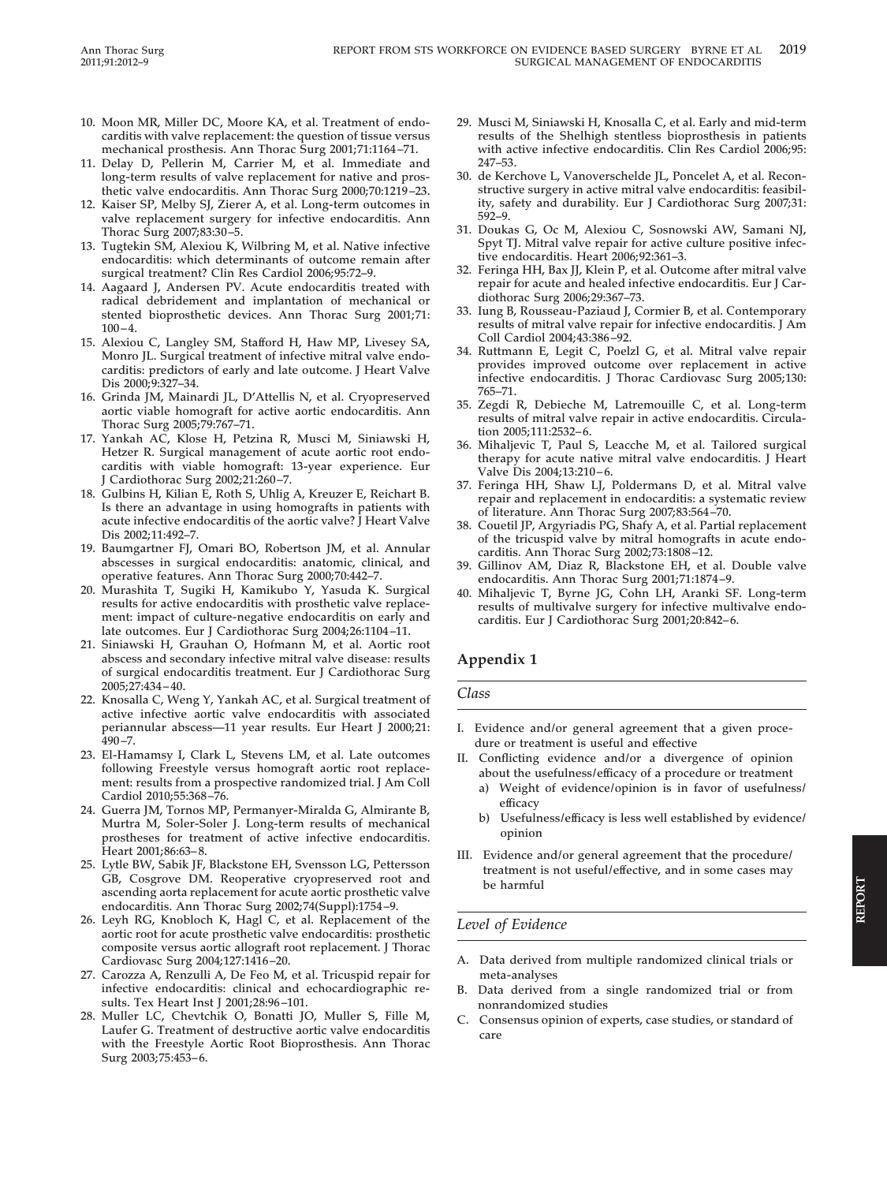10. Moon MR, Miller DC, Moore KA, et al. Treatment of endocarditis with valve replacement: the question of tissue versus mechanical prosthesis. Ann Thorac Surg 2001;71:1164–71.
11. Delay D, Pellerin M, Carrier M, et al. Immediate and long-term results of valve replacement for native and prosthetic valve endocarditis. Ann Thorac Surg 2000;70:1219–23.
12. Kaiser SP, Melby SJ, Zierer A, et al. Long-term outcomes in valve replacement surgery for infective endocarditis. Ann Thorac Surg 2007;83:30–5.
13. Tugtekin SM, Alexiou K, Wilbring M, et al. Native infective endocarditis: which determinants of outcome remain after surgical treatment? Clin Res Cardiol 2006;95:72–9.
14. Aagaard J, Andersen PV. Acute endocarditis treated with radical debridement and implantation of mechanical or stented bioprosthetic devices. Ann Thorac Surg 2001;71: 100–4.
15. Alexiou C, Langley SM, Stafford H, Haw MP, Livesey SA, Monro JL. Surgical treatment of infective mitral valve endocarditis: predictors of early and late outcome. J Heart Valve Dis 2000;9:327–34.
16. Grinda JM, Mainardi JL, D'Attellis N, et al. Cryopreserved aortic viable homograft for active aortic endocarditis. Ann Thorac Surg 2005;79:767–71.
17. Yankah AC, Klose H, Petzina R, Musci M, Siniawski H, Hetzer R. Surgical management of acute aortic root endocarditis with viable homograft: 13-year experience. Eur J Cardiothorac Surg 2002;21:260–7.
18. Gulbins H, Kilian E, Roth S, Uhlig A, Kreuzer E, Reichart B. Is there an advantage in using homografts in patients with acute infective endocarditis of the aortic valve? J Heart Valve Dis 2002;11:492–7.
19. Baumgartner FJ, Omari BO, Robertson JM, et al. Annular abscesses in surgical endocarditis: anatomic, clinical, and operative features. Ann Thorac Surg 2000;70:442–7.
20. Murashita T, Sugiki H, Kamikubo Y, Yasuda K. Surgical results for active endocarditis with prosthetic valve replacement: impact of culture-negative endocarditis on early and late outcomes. Eur J Cardiothorac Surg 2004;26:1104–11.
21. Siniawski H, Grauhan O, Hofmann M, et al. Aortic root abscess and secondary infective mitral valve disease: results of surgical endocarditis treatment. Eur J Cardiothorac Surg 2005;27:434–40.
22. Knosalla C, Weng Y, Yankah AC, et al. Surgical treatment of active infective aortic valve endocarditis with associated periannular abscess—11 year results. Eur Heart J 2000;21: 490–7.
23. El-Hamamsy I, Clark L, Stevens LM, et al. Late outcomes following Freestyle versus homograft aortic root replacement: results from a prospective randomized trial. J Am Coll Cardiol 2010;55:368–76.
24. Guerra JM, Tornos MP, Permanyer-Miralda G, Almirante B, Murtra M, Soler-Soler J. Long-term results of mechanical prostheses for treatment of active infective endocarditis. Heart 2001;86:63–8.
25. Lytle BW, Sabik JF, Blackstone EH, Svensson LG, Pettersson GB, Cosgrove DM. Reoperative cryopreserved root and ascending aorta replacement for acute aortic prosthetic valve endocarditis. Ann Thorac Surg 2002;74(Suppl):1754–9.
26. Leyh RG, Knobloch K, Hagl C, et al. Replacement of the aortic root for acute prosthetic valve endocarditis: prosthetic composite versus aortic allograft root replacement. J Thorac Cardiovasc Surg 2004;127:1416–20.
27. Carozza A, Renzulli A, De Feo M, et al. Tricuspid repair for infective endocarditis: clinical and echocardiographic results. Tex Heart Inst J 2001;28:96–101.
28. Muller LC, Chevtchik O, Bonatti JO, Muller S, Fille M, Laufer G. Treatment of destructive aortic valve endocarditis with the Freestyle Aortic Root Bioprosthesis. Ann Thorac Surg 2003;75:453–6.
29. Musci M, Siniawski H, Knosalla C, et al. Early and mid-term results of the Shelhigh stentless bioprosthesis in patients with active infective endocarditis. Clin Res Cardiol 2006;95: 247–53.
30. de Kerchove L, Vanoverschelde JL, Poncelet A, et al. Reconstructive surgery in active mitral valve endocarditis: feasibility, safety and durability. Eur J Cardiothorac Surg 2007;31: 592–9.
31. Doukas G, Oc M, Alexiou C, Sosnowski AW, Samani NJ, Spyt TJ. Mitral valve repair for active culture positive infective endocarditis. Heart 2006;92:361–3.
32. Feringa HH, Bax JJ, Klein P, et al. Outcome after mitral valve repair for acute and healed infective endocarditis. Eur J Cardiothorac Surg 2006;29:367–73.
33. Iung B, Rousseau-Paziaud J, Cormier B, et al. Contemporary results of mitral valve repair for infective endocarditis. J Am Coll Cardiol 2004;43:386–92.
34. Ruttmann E, Legit C, Poelzl G, et al. Mitral valve repair provides improved outcome over replacement in active infective endocarditis. J Thorac Cardiovasc Surg 2005;130: 765–71.
35. Zegdi R, Debieche M, Latremouille C, et al. Long-term results of mitral valve repair in active endocarditis. Circulation 2005;111:2532–6.
36. Mihaljevic T, Paul S, Leacche M, et al. Tailored surgical therapy for acute native mitral valve endocarditis. J Heart Valve Dis 2004;13:210–6.
37. Feringa HH, Shaw LJ, Poldermans D, et al. Mitral valve repair and replacement in endocarditis: a systematic review of literature. Ann Thorac Surg 2007;83:564–70.
38. Couetil JP, Argyriadis PG, Shafy A, et al. Partial replacement of the tricuspid valve by mitral homografts in acute endocarditis. Ann Thorac Surg 2002;73:1808–12.
39. Gillinov AM, Diaz R, Blackstone EH, et al. Double valve endocarditis. Ann Thorac Surg 2001;71:1874–9.
40. Mihaljevic T, Byrne JG, Cohn LH, Aranki SF. Long-term results of multivalve surgery for infective multivalve endocarditis. Eur J Cardiothorac Surg 2001;20:842–6.

## Appendix 1

### *Class*

I. Evidence and/or general agreement that a given procedure or treatment is useful and effective
II. Conflicting evidence and/or a divergence of opinion about the usefulness/efficacy of a procedure or treatment
   a) Weight of evidence/opinion is in favor of usefulness/efficacy
   b) Usefulness/efficacy is less well established by evidence/opinion
III. Evidence and/or general agreement that the procedure/treatment is not useful/effective, and in some cases may be harmful

### *Level of Evidence*

A. Data derived from multiple randomized clinical trials or meta-analyses
B. Data derived from a single randomized trial or from nonrandomized studies
C. Consensus opinion of experts, case studies, or standard of care